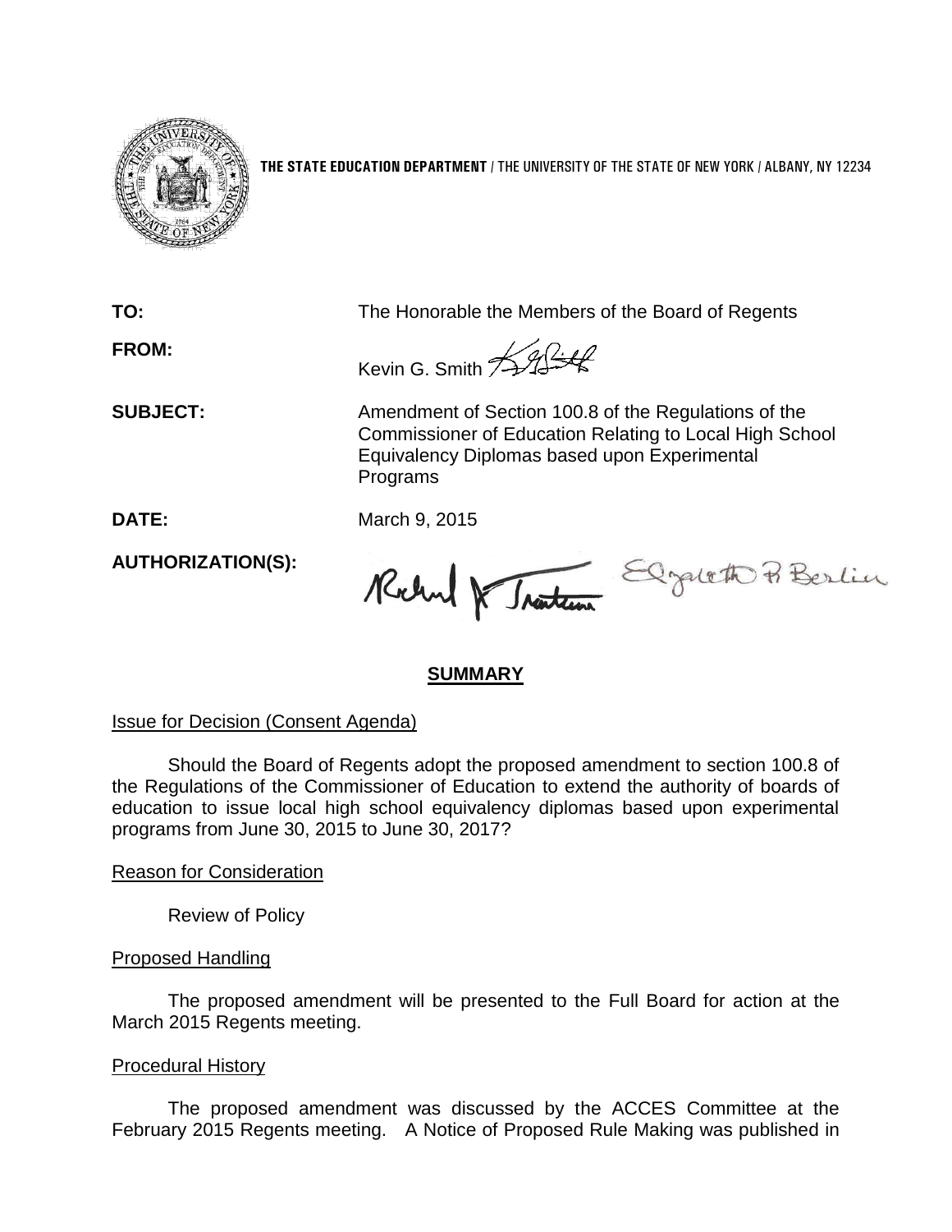**THE STATE EDUCATION DEPARTMENT** / THE UNIVERSITY OF THE STATE OF NEW YORK / ALBANY, NY 12234

**TO:** The Honorable the Members of the Board of Regents

**FROM:** Kevin G. Smith

**SUBJECT:** Amendment of Section 100.8 of the Regulations of the Commissioner of Education Relating to Local High School Equivalency Diplomas based upon Experimental Programs

**DATE:** March 9, 2015

**AUTHORIZATION(S):**

## SUMMARY

Issue for Decision (Consent Agenda)

Should the Board of Regents adopt the proposed amendment to section 100.8 of the Regulations of the Commissioner of Education to extend the authority of boards of education to issue local high school equivalency diplomas based upon experimental programs from June 30, 2015 to June 30, 2017?

Reason for Consideration

Review of Policy

Proposed Handling

The proposed amendment will be presented to the Full Board for action at the March 2015 Regents meeting.

Procedural History

The proposed amendment was discussed by the ACCES Committee at the February 2015 Regents meeting. A Notice of Proposed Rule Making was published in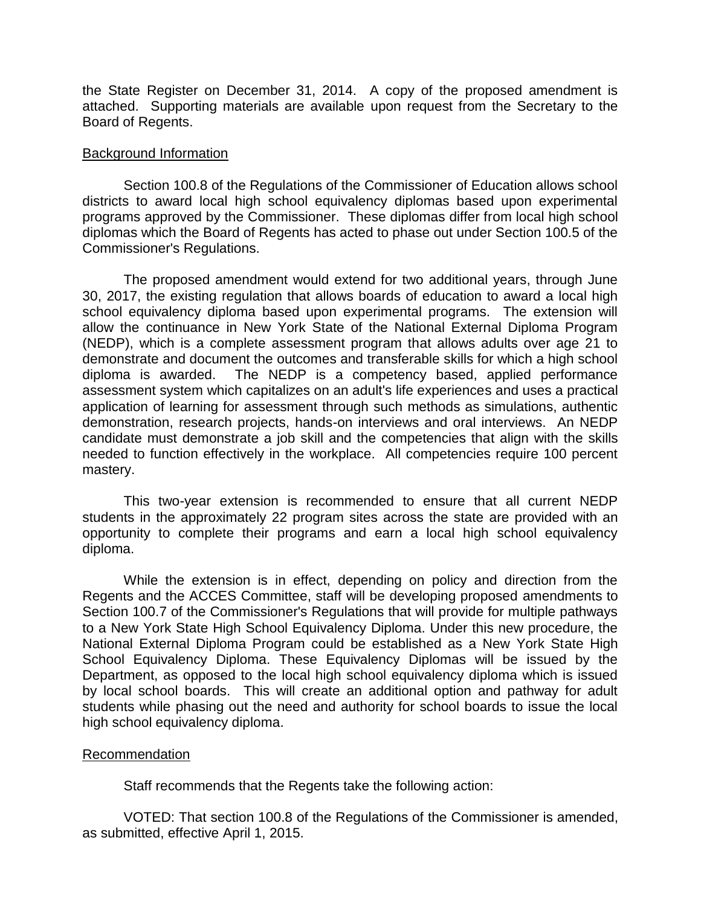the State Register on December 31, 2014. A copy of the proposed amendment is attached. Supporting materials are available upon request from the Secretary to the Board of Regents.

## Background Information

Section 100.8 of the Regulations of the Commissioner of Education allows school districts to award local high school equivalency diplomas based upon experimental programs approved by the Commissioner. These diplomas differ from local high school diplomas which the Board of Regents has acted to phase out under Section 100.5 of the Commissioner's Regulations.

The proposed amendment would extend for two additional years, through June 30, 2017, the existing regulation that allows boards of education to award a local high school equivalency diploma based upon experimental programs. The extension will allow the continuance in New York State of the National External Diploma Program (NEDP), which is a complete assessment program that allows adults over age 21 to demonstrate and document the outcomes and transferable skills for which a high school diploma is awarded. The NEDP is a competency based, applied performance assessment system which capitalizes on an adult's life experiences and uses a practical application of learning for assessment through such methods as simulations, authentic demonstration, research projects, hands-on interviews and oral interviews. An NEDP candidate must demonstrate a job skill and the competencies that align with the skills needed to function effectively in the workplace. All competencies require 100 percent mastery.

This two-year extension is recommended to ensure that all current NEDP students in the approximately 22 program sites across the state are provided with an opportunity to complete their programs and earn a local high school equivalency diploma.

While the extension is in effect, depending on policy and direction from the Regents and the ACCES Committee, staff will be developing proposed amendments to Section 100.7 of the Commissioner's Regulations that will provide for multiple pathways to a New York State High School Equivalency Diploma. Under this new procedure, the National External Diploma Program could be established as a New York State High School Equivalency Diploma. These Equivalency Diplomas will be issued by the Department, as opposed to the local high school equivalency diploma which is issued by local school boards. This will create an additional option and pathway for adult students while phasing out the need and authority for school boards to issue the local high school equivalency diploma.

## Recommendation

Staff recommends that the Regents take the following action:

VOTED: That section 100.8 of the Regulations of the Commissioner is amended, as submitted, effective April 1, 2015.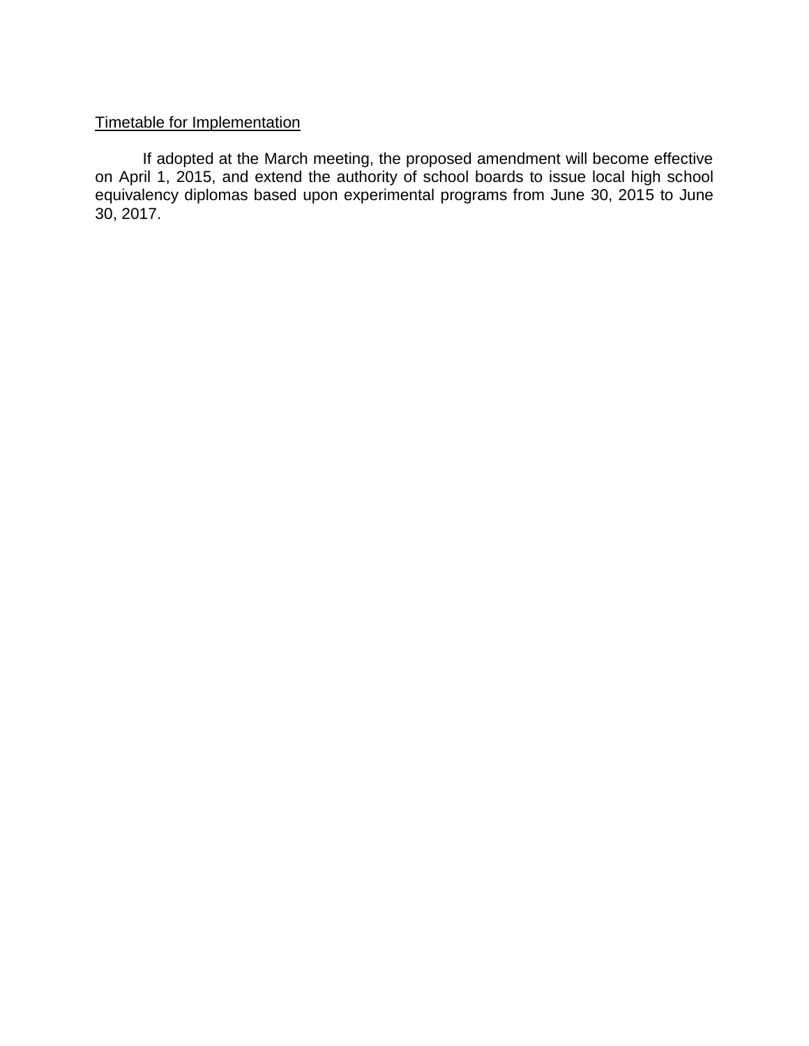Timetable for Implementation

If adopted at the March meeting, the proposed amendment will become effective on April 1, 2015, and extend the authority of school boards to issue local high school equivalency diplomas based upon experimental programs from June 30, 2015 to June 30, 2017.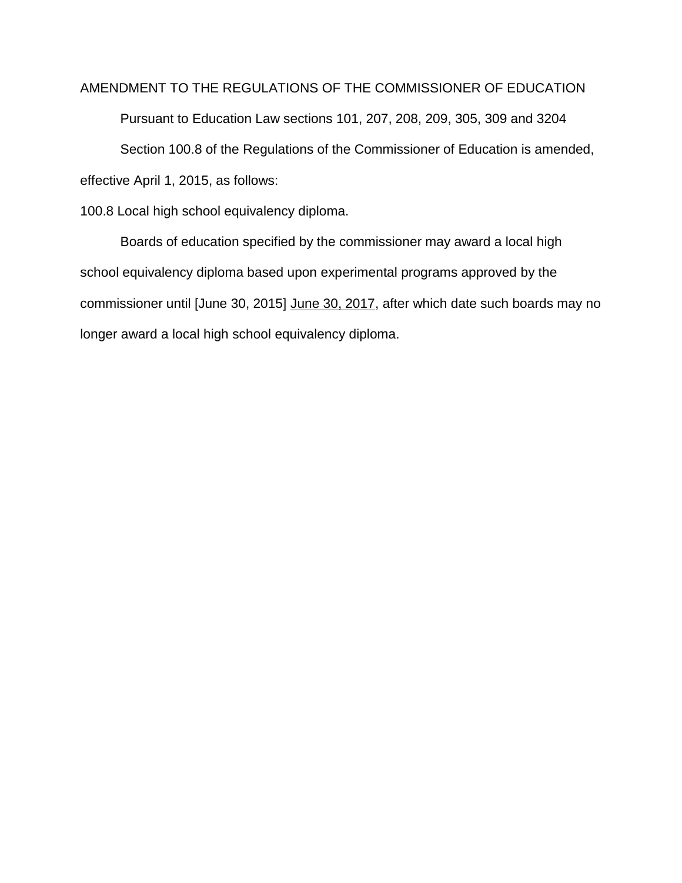AMENDMENT TO THE REGULATIONS OF THE COMMISSIONER OF EDUCATION

Pursuant to Education Law sections 101, 207, 208, 209, 305, 309 and 3204

Section 100.8 of the Regulations of the Commissioner of Education is amended, effective April 1, 2015, as follows:

100.8 Local high school equivalency diploma.

Boards of education specified by the commissioner may award a local high school equivalency diploma based upon experimental programs approved by the commissioner until [June 30, 2015] <u>June 30, 2017</u>, after which date such boards may no longer award a local high school equivalency diploma.